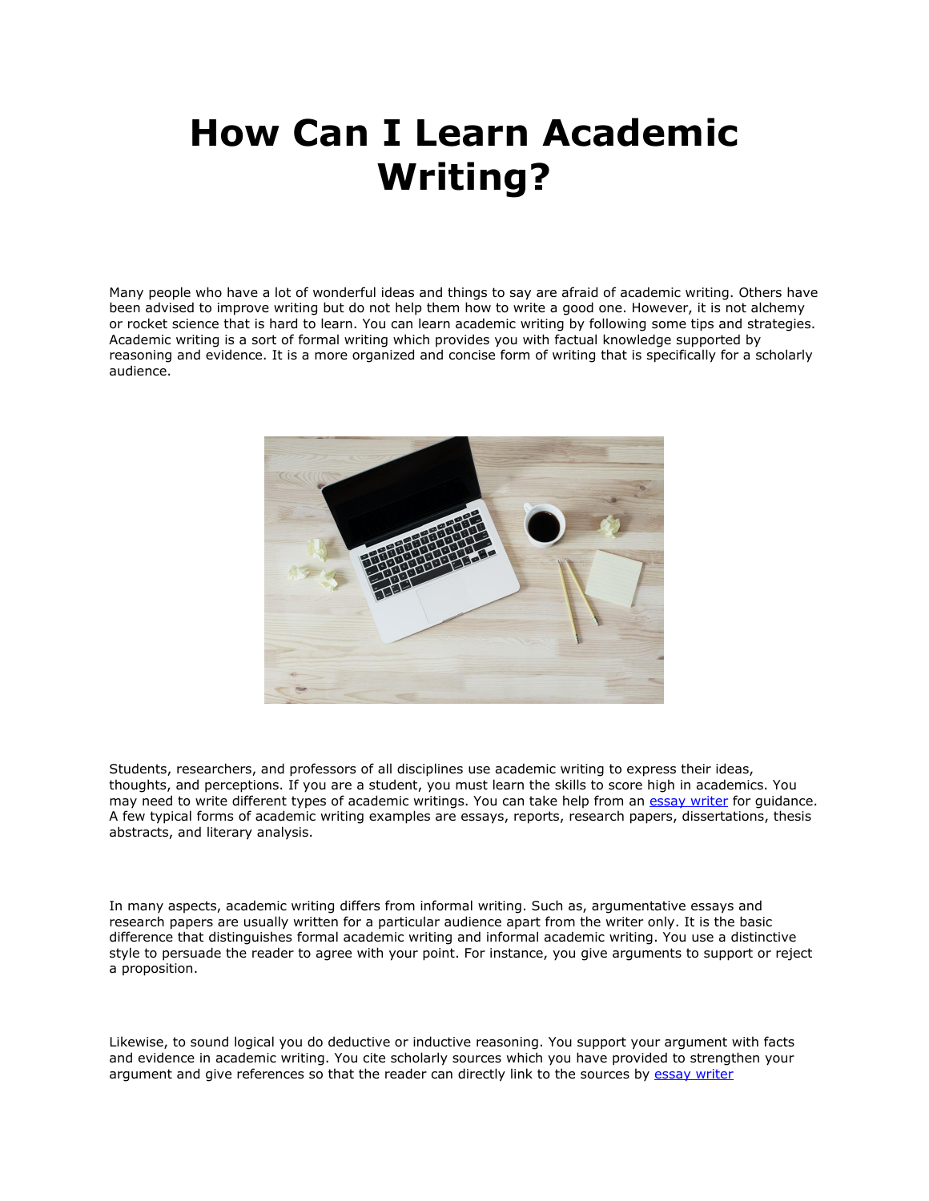# How Can I Learn Academic Writing?

Many people who have a lot of wonderful ideas and things to say are afraid of academic writing. Others have been advised to improve writing but do not help them how to write a good one. However, it is not alchemy or rocket science that is hard to learn. You can learn academic writing by following some tips and strategies. Academic writing is a sort of formal writing which provides you with factual knowledge supported by reasoning and evidence. It is a more organized and concise form of writing that is specifically for a scholarly audience.

Students, researchers, and professors of all disciplines use academic writing to express their ideas, thoughts, and perceptions. If you are a student, you must learn the skills to score high in academics. You may need to write different types of academic writings. You can take help from an essay writer for guidance. A few typical forms of academic writing examples are essays, reports, research papers, dissertations, thesis abstracts, and literary analysis.

In many aspects, academic writing differs from informal writing. Such as, argumentative essays and research papers are usually written for a particular audience apart from the writer only. It is the basic difference that distinguishes formal academic writing and informal academic writing. You use a distinctive style to persuade the reader to agree with your point. For instance, you give arguments to support or reject a proposition.

Likewise, to sound logical you do deductive or inductive reasoning. You support your argument with facts and evidence in academic writing. You cite scholarly sources which you have provided to strengthen your argument and give references so that the reader can directly link to the sources by essay writer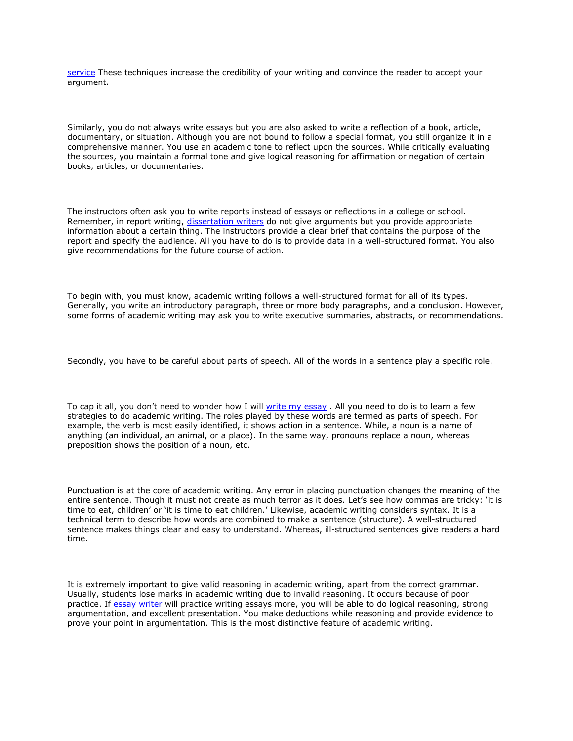service These techniques increase the credibility of your writing and convince the reader to accept your argument.

Similarly, you do not always write essays but you are also asked to write a reflection of a book, article, documentary, or situation. Although you are not bound to follow a special format, you still organize it in a comprehensive manner. You use an academic tone to reflect upon the sources. While critically evaluating the sources, you maintain a formal tone and give logical reasoning for affirmation or negation of certain books, articles, or documentaries.

The instructors often ask you to write reports instead of essays or reflections in a college or school. Remember, in report writing, dissertation writers do not give arguments but you provide appropriate information about a certain thing. The instructors provide a clear brief that contains the purpose of the report and specify the audience. All you have to do is to provide data in a well-structured format. You also give recommendations for the future course of action.

To begin with, you must know, academic writing follows a well-structured format for all of its types. Generally, you write an introductory paragraph, three or more body paragraphs, and a conclusion. However, some forms of academic writing may ask you to write executive summaries, abstracts, or recommendations.

Secondly, you have to be careful about parts of speech. All of the words in a sentence play a specific role.

To cap it all, you don't need to wonder how I will write my essay . All you need to do is to learn a few strategies to do academic writing. The roles played by these words are termed as parts of speech. For example, the verb is most easily identified, it shows action in a sentence. While, a noun is a name of anything (an individual, an animal, or a place). In the same way, pronouns replace a noun, whereas preposition shows the position of a noun, etc.

Punctuation is at the core of academic writing. Any error in placing punctuation changes the meaning of the entire sentence. Though it must not create as much terror as it does. Let's see how commas are tricky: 'it is time to eat, children' or 'it is time to eat children.' Likewise, academic writing considers syntax. It is a technical term to describe how words are combined to make a sentence (structure). A well-structured sentence makes things clear and easy to understand. Whereas, ill-structured sentences give readers a hard time.

It is extremely important to give valid reasoning in academic writing, apart from the correct grammar. Usually, students lose marks in academic writing due to invalid reasoning. It occurs because of poor practice. If essay writer will practice writing essays more, you will be able to do logical reasoning, strong argumentation, and excellent presentation. You make deductions while reasoning and provide evidence to prove your point in argumentation. This is the most distinctive feature of academic writing.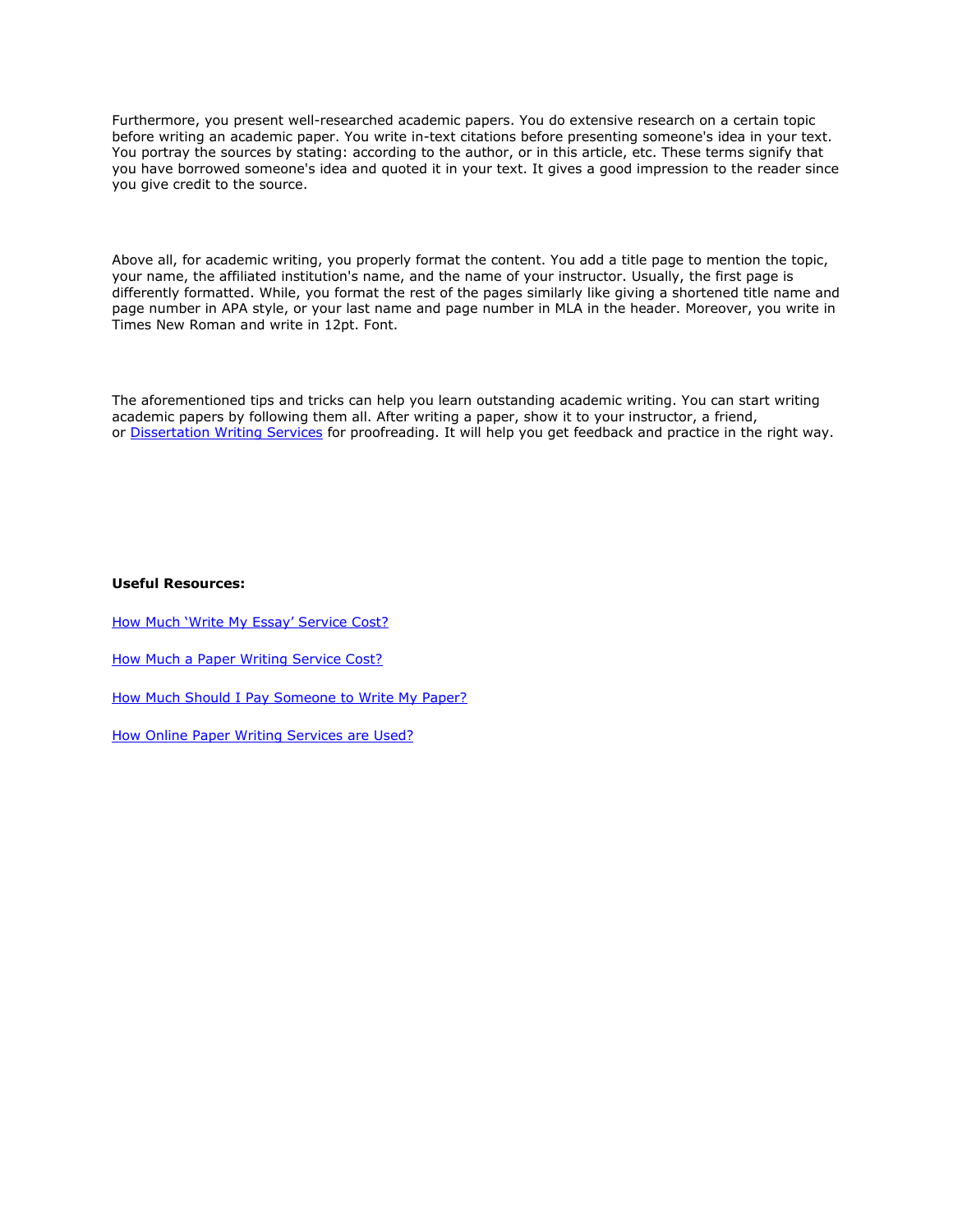Furthermore, you present well-researched academic papers. You do extensive research on a certain topic before writing an academic paper. You write in-text citations before presenting someone's idea in your text. You portray the sources by stating: according to the author, or in this article, etc. These terms signify that you have borrowed someone's idea and quoted it in your text. It gives a good impression to the reader since you give credit to the source.

Above all, for academic writing, you properly format the content. You add a title page to mention the topic, your name, the affiliated institution's name, and the name of your instructor. Usually, the first page is differently formatted. While, you format the rest of the pages similarly like giving a shortened title name and page number in APA style, or your last name and page number in MLA in the header. Moreover, you write in Times New Roman and write in 12pt. Font.

The aforementioned tips and tricks can help you learn outstanding academic writing. You can start writing academic papers by following them all. After writing a paper, show it to your instructor, a friend, or Dissertation Writing Services for proofreading. It will help you get feedback and practice in the right way.

**Useful Resources:**

How Much 'Write My Essay' Service Cost?

How Much a Paper Writing Service Cost?

How Much Should I Pay Someone to Write My Paper?

How Online Paper Writing Services are Used?